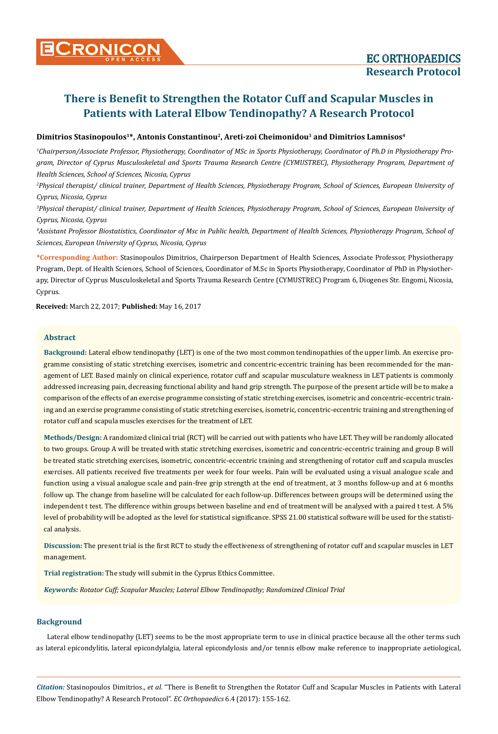# There is Benefit to Strengthen the Rotator Cuff and Scapular Muscles in Patients with Lateral Elbow Tendinopathy? A Research Protocol

**Dimitrios Stasinopoulos[1]*, Antonis Constantinou[2], Areti-zoi Cheimonidou[3] and Dimitrios Lamnisos[4]**

*[1]Chairperson/Associate Professor, Physiotherapy, Coordinator of MSc in Sports Physiotherapy, Coordinator of Ph.D in Physiotherapy Program, Director of Cyprus Musculoskeletal and Sports Trauma Research Centre (CYMUSTREC), Physiotherapy Program, Department of Health Sciences, School of Sciences, Nicosia, Cyprus*

*[2]Physical therapist/ clinical trainer, Department of Health Sciences, Physiotherapy Program, School of Sciences, European University of Cyprus, Nicosia, Cyprus*

*[3]Physical therapist/ clinical trainer, Department of Health Sciences, Physiotherapy Program, School of Sciences, European University of Cyprus, Nicosia, Cyprus*

*[4]Assistant Professor Biostatistics, Coordinator of Msc in Public health, Department of Health Sciences, Physiotherapy Program, School of Sciences, European University of Cyprus, Nicosia, Cyprus*

**\*Corresponding Author:** Stasinopoulos Dimitrios, Chairperson Department of Health Sciences, Associate Professor, Physiotherapy Program, Dept. of Health Sciences, School of Sciences, Coordinator of M.Sc in Sports Physiotherapy, Coordinator of PhD in Physiotherapy, Director of Cyprus Musculoskeletal and Sports Trauma Research Centre (CYMUSTREC) Program 6, Diogenes Str. Engomi, Nicosia, Cyprus.

**Received:** March 22, 2017; **Published:** May 16, 2017

## Abstract

**Background:** Lateral elbow tendinopathy (LET) is one of the two most common tendinopathies of the upper limb. An exercise programme consisting of static stretching exercises, isometric and concentric-eccentric training has been recommended for the management of LET. Based mainly on clinical experience, rotator cuff and scapular musculature weakness in LET patients is commonly addressed increasing pain, decreasing functional ability and hand grip strength. The purpose of the present article will be to make a comparison of the effects of an exercise programme consisting of static stretching exercises, isometric and concentric-eccentric training and an exercise programme consisting of static stretching exercises, isometric, concentric-eccentric training and strengthening of rotator cuff and scapula muscles exercises for the treatment of LET.

**Methods/Design:** A randomized clinical trial (RCT) will be carried out with patients who have LET. They will be randomly allocated to two groups. Group A will be treated with static stretching exercises, isometric and concentric-eccentric training and group B will be treated static stretching exercises, isometric, concentric-eccentric training and strengthening of rotator cuff and scapula muscles exercises. All patients received five treatments per week for four weeks. Pain will be evaluated using a visual analogue scale and function using a visual analogue scale and pain-free grip strength at the end of treatment, at 3 months follow-up and at 6 months follow up. The change from baseline will be calculated for each follow-up. Differences between groups will be determined using the independent t test. The difference within groups between baseline and end of treatment will be analysed with a paired t test. A 5% level of probability will be adopted as the level for statistical significance. SPSS 21.00 statistical software will be used for the statistical analysis.

**Discussion:** The present trial is the first RCT to study the effectiveness of strengthening of rotator cuff and scapular muscles in LET management.

**Trial registration:** The study will submit in the Cyprus Ethics Committee.

***Keywords:*** *Rotator Cuff; Scapular Muscles; Lateral Elbow Tendinopathy; Randomized Clinical Trial*

## Background

Lateral elbow tendinopathy (LET) seems to be the most appropriate term to use in clinical practice because all the other terms such as lateral epicondylitis, lateral epicondylalgia, lateral epicondylosis and/or tennis elbow make reference to inappropriate aetiological,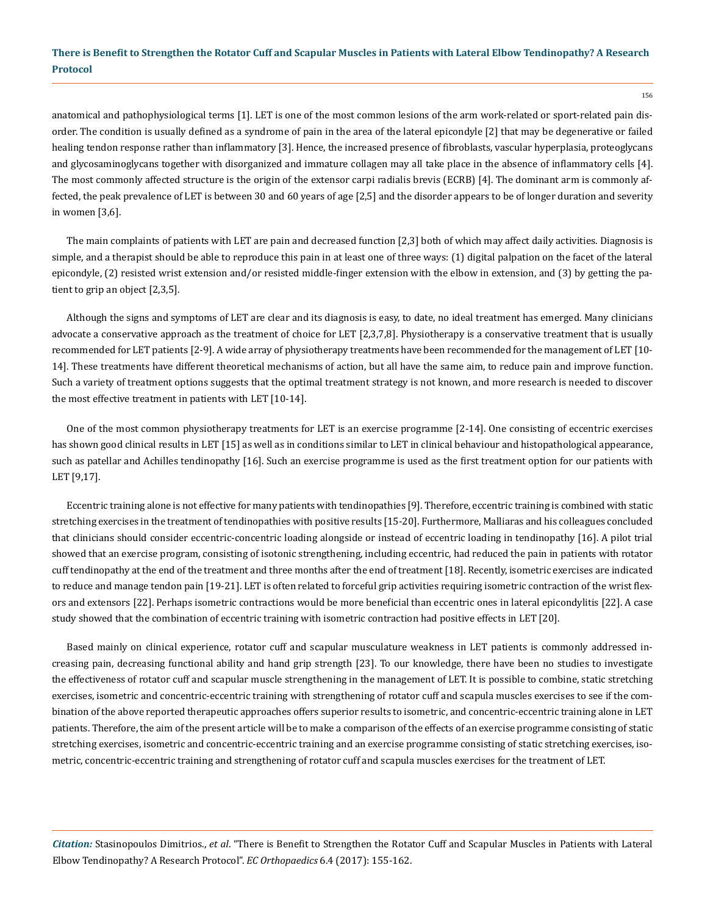anatomical and pathophysiological terms [1]. LET is one of the most common lesions of the arm work-related or sport-related pain disorder. The condition is usually defined as a syndrome of pain in the area of the lateral epicondyle [2] that may be degenerative or failed healing tendon response rather than inflammatory [3]. Hence, the increased presence of fibroblasts, vascular hyperplasia, proteoglycans and glycosaminoglycans together with disorganized and immature collagen may all take place in the absence of inflammatory cells [4]. The most commonly affected structure is the origin of the extensor carpi radialis brevis (ECRB) [4]. The dominant arm is commonly affected, the peak prevalence of LET is between 30 and 60 years of age [2,5] and the disorder appears to be of longer duration and severity in women [3,6].

The main complaints of patients with LET are pain and decreased function [2,3] both of which may affect daily activities. Diagnosis is simple, and a therapist should be able to reproduce this pain in at least one of three ways: (1) digital palpation on the facet of the lateral epicondyle, (2) resisted wrist extension and/or resisted middle-finger extension with the elbow in extension, and (3) by getting the patient to grip an object [2,3,5].

Although the signs and symptoms of LET are clear and its diagnosis is easy, to date, no ideal treatment has emerged. Many clinicians advocate a conservative approach as the treatment of choice for LET [2,3,7,8]. Physiotherapy is a conservative treatment that is usually recommended for LET patients [2-9]. A wide array of physiotherapy treatments have been recommended for the management of LET [10-14]. These treatments have different theoretical mechanisms of action, but all have the same aim, to reduce pain and improve function. Such a variety of treatment options suggests that the optimal treatment strategy is not known, and more research is needed to discover the most effective treatment in patients with LET [10-14].

One of the most common physiotherapy treatments for LET is an exercise programme [2-14]. One consisting of eccentric exercises has shown good clinical results in LET [15] as well as in conditions similar to LET in clinical behaviour and histopathological appearance, such as patellar and Achilles tendinopathy [16]. Such an exercise programme is used as the first treatment option for our patients with LET [9,17].

Eccentric training alone is not effective for many patients with tendinopathies [9]. Therefore, eccentric training is combined with static stretching exercises in the treatment of tendinopathies with positive results [15-20]. Furthermore, Malliaras and his colleagues concluded that clinicians should consider eccentric-concentric loading alongside or instead of eccentric loading in tendinopathy [16]. A pilot trial showed that an exercise program, consisting of isotonic strengthening, including eccentric, had reduced the pain in patients with rotator cuff tendinopathy at the end of the treatment and three months after the end of treatment [18]. Recently, isometric exercises are indicated to reduce and manage tendon pain [19-21]. LET is often related to forceful grip activities requiring isometric contraction of the wrist flexors and extensors [22]. Perhaps isometric contractions would be more beneficial than eccentric ones in lateral epicondylitis [22]. A case study showed that the combination of eccentric training with isometric contraction had positive effects in LET [20].

Based mainly on clinical experience, rotator cuff and scapular musculature weakness in LET patients is commonly addressed increasing pain, decreasing functional ability and hand grip strength [23]. To our knowledge, there have been no studies to investigate the effectiveness of rotator cuff and scapular muscle strengthening in the management of LET. It is possible to combine, static stretching exercises, isometric and concentric-eccentric training with strengthening of rotator cuff and scapula muscles exercises to see if the combination of the above reported therapeutic approaches offers superior results to isometric, and concentric-eccentric training alone in LET patients. Therefore, the aim of the present article will be to make a comparison of the effects of an exercise programme consisting of static stretching exercises, isometric and concentric-eccentric training and an exercise programme consisting of static stretching exercises, isometric, concentric-eccentric training and strengthening of rotator cuff and scapula muscles exercises for the treatment of LET.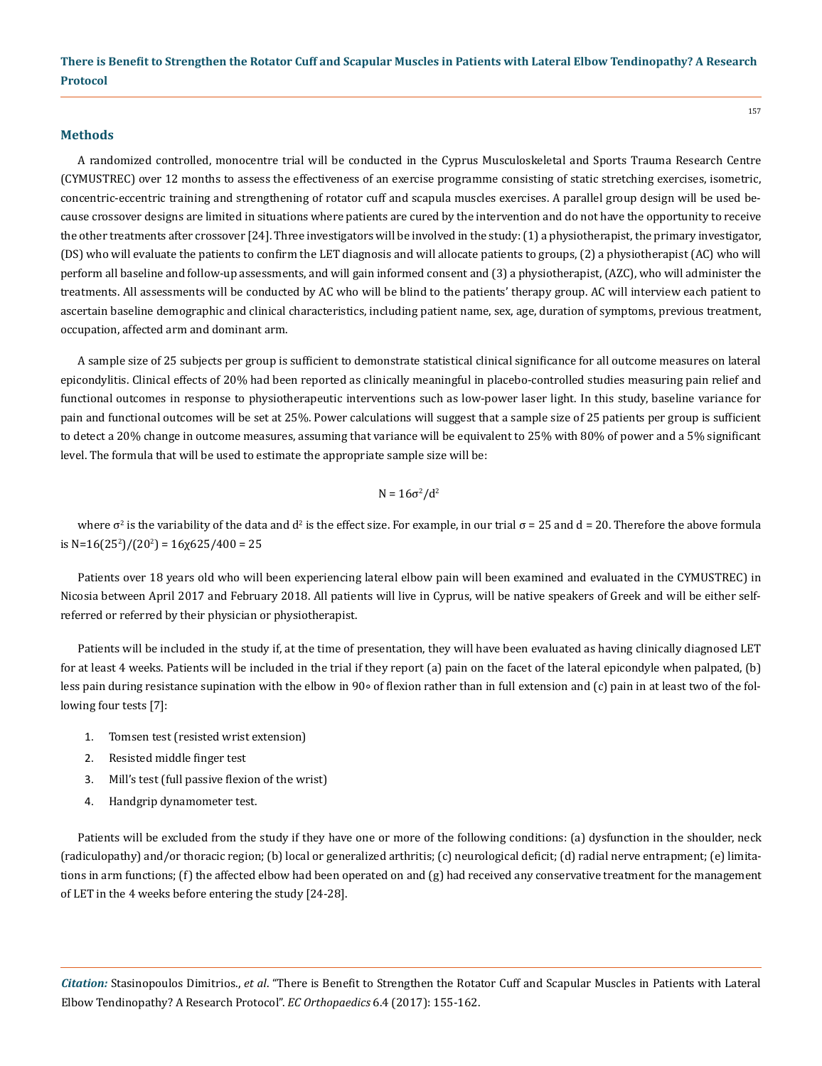## Methods

A randomized controlled, monocentre trial will be conducted in the Cyprus Musculoskeletal and Sports Trauma Research Centre (CYMUSTREC) over 12 months to assess the effectiveness of an exercise programme consisting of static stretching exercises, isometric, concentric-eccentric training and strengthening of rotator cuff and scapula muscles exercises. A parallel group design will be used because crossover designs are limited in situations where patients are cured by the intervention and do not have the opportunity to receive the other treatments after crossover [24]. Three investigators will be involved in the study: (1) a physiotherapist, the primary investigator, (DS) who will evaluate the patients to confirm the LET diagnosis and will allocate patients to groups, (2) a physiotherapist (AC) who will perform all baseline and follow-up assessments, and will gain informed consent and (3) a physiotherapist, (AZC), who will administer the treatments. All assessments will be conducted by AC who will be blind to the patients' therapy group. AC will interview each patient to ascertain baseline demographic and clinical characteristics, including patient name, sex, age, duration of symptoms, previous treatment, occupation, affected arm and dominant arm.

A sample size of 25 subjects per group is sufficient to demonstrate statistical clinical significance for all outcome measures on lateral epicondylitis. Clinical effects of 20% had been reported as clinically meaningful in placebo-controlled studies measuring pain relief and functional outcomes in response to physiotherapeutic interventions such as low-power laser light. In this study, baseline variance for pain and functional outcomes will be set at 25%. Power calculations will suggest that a sample size of 25 patients per group is sufficient to detect a 20% change in outcome measures, assuming that variance will be equivalent to 25% with 80% of power and a 5% significant level. The formula that will be used to estimate the appropriate sample size will be:

$$N = 16\sigma^2/d^2$$

where $\sigma^2$ is the variability of the data and $d^2$ is the effect size. For example, in our trial $\sigma = 25$ and $d = 20$. Therefore the above formula is $N=16(25^2)/(20^2) = 16χ625/400 = 25$

Patients over 18 years old who will been experiencing lateral elbow pain will been examined and evaluated in the CYMUSTREC) in Nicosia between April 2017 and February 2018. All patients will live in Cyprus, will be native speakers of Greek and will be either self-referred or referred by their physician or physiotherapist.

Patients will be included in the study if, at the time of presentation, they will have been evaluated as having clinically diagnosed LET for at least 4 weeks. Patients will be included in the trial if they report (a) pain on the facet of the lateral epicondyle when palpated, (b) less pain during resistance supination with the elbow in 90∘ of flexion rather than in full extension and (c) pain in at least two of the following four tests [7]:

1. Tomsen test (resisted wrist extension)
2. Resisted middle finger test
3. Mill's test (full passive flexion of the wrist)
4. Handgrip dynamometer test.

Patients will be excluded from the study if they have one or more of the following conditions: (a) dysfunction in the shoulder, neck (radiculopathy) and/or thoracic region; (b) local or generalized arthritis; (c) neurological deficit; (d) radial nerve entrapment; (e) limitations in arm functions; (f) the affected elbow had been operated on and (g) had received any conservative treatment for the management of LET in the 4 weeks before entering the study [24-28].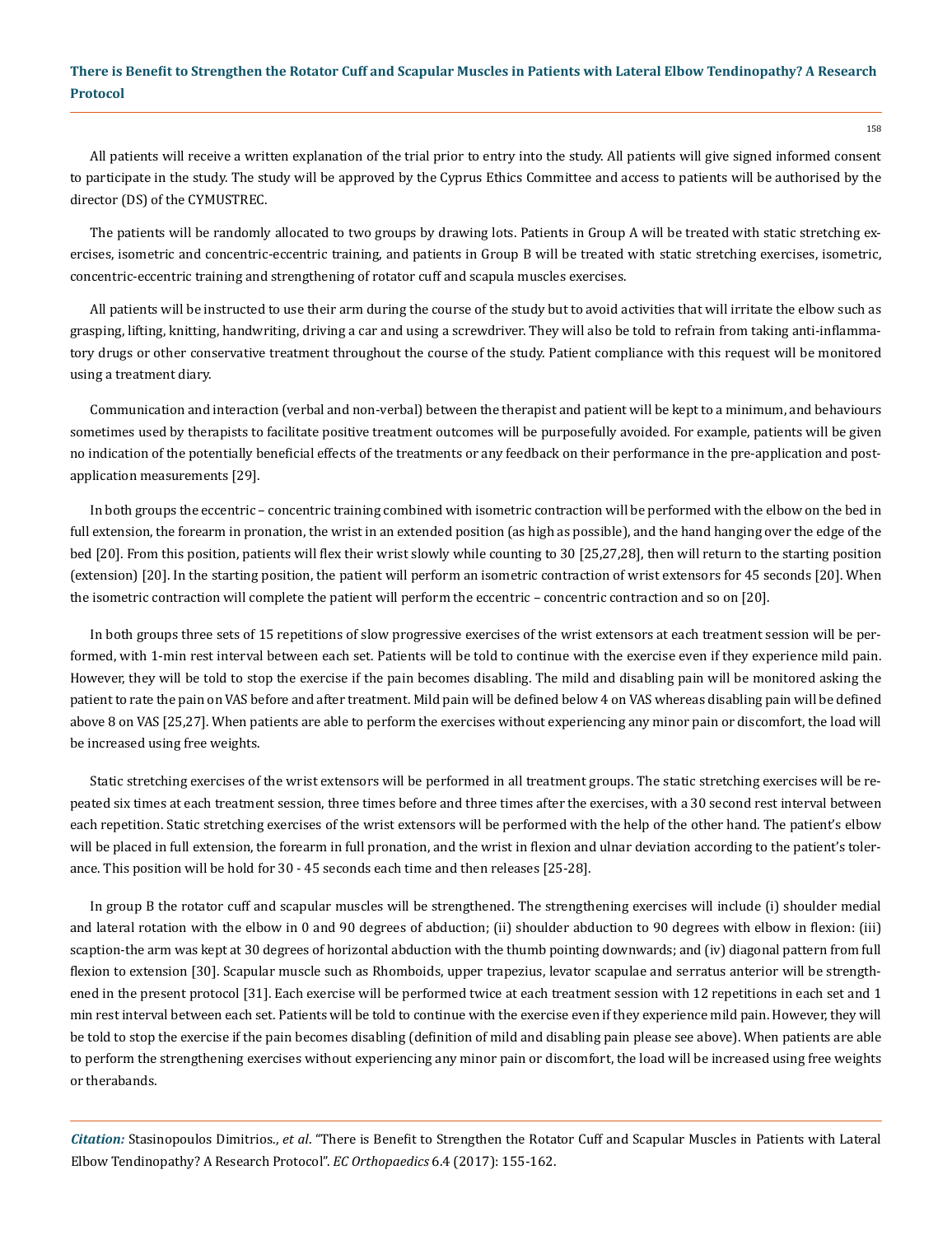All patients will receive a written explanation of the trial prior to entry into the study. All patients will give signed informed consent to participate in the study. The study will be approved by the Cyprus Ethics Committee and access to patients will be authorised by the director (DS) of the CYMUSTREC.

The patients will be randomly allocated to two groups by drawing lots. Patients in Group A will be treated with static stretching exercises, isometric and concentric-eccentric training, and patients in Group B will be treated with static stretching exercises, isometric, concentric-eccentric training and strengthening of rotator cuff and scapula muscles exercises.

All patients will be instructed to use their arm during the course of the study but to avoid activities that will irritate the elbow such as grasping, lifting, knitting, handwriting, driving a car and using a screwdriver. They will also be told to refrain from taking anti-inflammatory drugs or other conservative treatment throughout the course of the study. Patient compliance with this request will be monitored using a treatment diary.

Communication and interaction (verbal and non-verbal) between the therapist and patient will be kept to a minimum, and behaviours sometimes used by therapists to facilitate positive treatment outcomes will be purposefully avoided. For example, patients will be given no indication of the potentially beneficial effects of the treatments or any feedback on their performance in the pre-application and post-application measurements [29].

In both groups the eccentric – concentric training combined with isometric contraction will be performed with the elbow on the bed in full extension, the forearm in pronation, the wrist in an extended position (as high as possible), and the hand hanging over the edge of the bed [20]. From this position, patients will flex their wrist slowly while counting to 30 [25,27,28], then will return to the starting position (extension) [20]. In the starting position, the patient will perform an isometric contraction of wrist extensors for 45 seconds [20]. When the isometric contraction will complete the patient will perform the eccentric – concentric contraction and so on [20].

In both groups three sets of 15 repetitions of slow progressive exercises of the wrist extensors at each treatment session will be performed, with 1-min rest interval between each set. Patients will be told to continue with the exercise even if they experience mild pain. However, they will be told to stop the exercise if the pain becomes disabling. The mild and disabling pain will be monitored asking the patient to rate the pain on VAS before and after treatment. Mild pain will be defined below 4 on VAS whereas disabling pain will be defined above 8 on VAS [25,27]. When patients are able to perform the exercises without experiencing any minor pain or discomfort, the load will be increased using free weights.

Static stretching exercises of the wrist extensors will be performed in all treatment groups. The static stretching exercises will be repeated six times at each treatment session, three times before and three times after the exercises, with a 30 second rest interval between each repetition. Static stretching exercises of the wrist extensors will be performed with the help of the other hand. The patient's elbow will be placed in full extension, the forearm in full pronation, and the wrist in flexion and ulnar deviation according to the patient's tolerance. This position will be hold for 30 - 45 seconds each time and then releases [25-28].

In group B the rotator cuff and scapular muscles will be strengthened. The strengthening exercises will include (i) shoulder medial and lateral rotation with the elbow in 0 and 90 degrees of abduction; (ii) shoulder abduction to 90 degrees with elbow in flexion: (iii) scaption-the arm was kept at 30 degrees of horizontal abduction with the thumb pointing downwards; and (iv) diagonal pattern from full flexion to extension [30]. Scapular muscle such as Rhomboids, upper trapezius, levator scapulae and serratus anterior will be strengthened in the present protocol [31]. Each exercise will be performed twice at each treatment session with 12 repetitions in each set and 1 min rest interval between each set. Patients will be told to continue with the exercise even if they experience mild pain. However, they will be told to stop the exercise if the pain becomes disabling (definition of mild and disabling pain please see above). When patients are able to perform the strengthening exercises without experiencing any minor pain or discomfort, the load will be increased using free weights or therabands.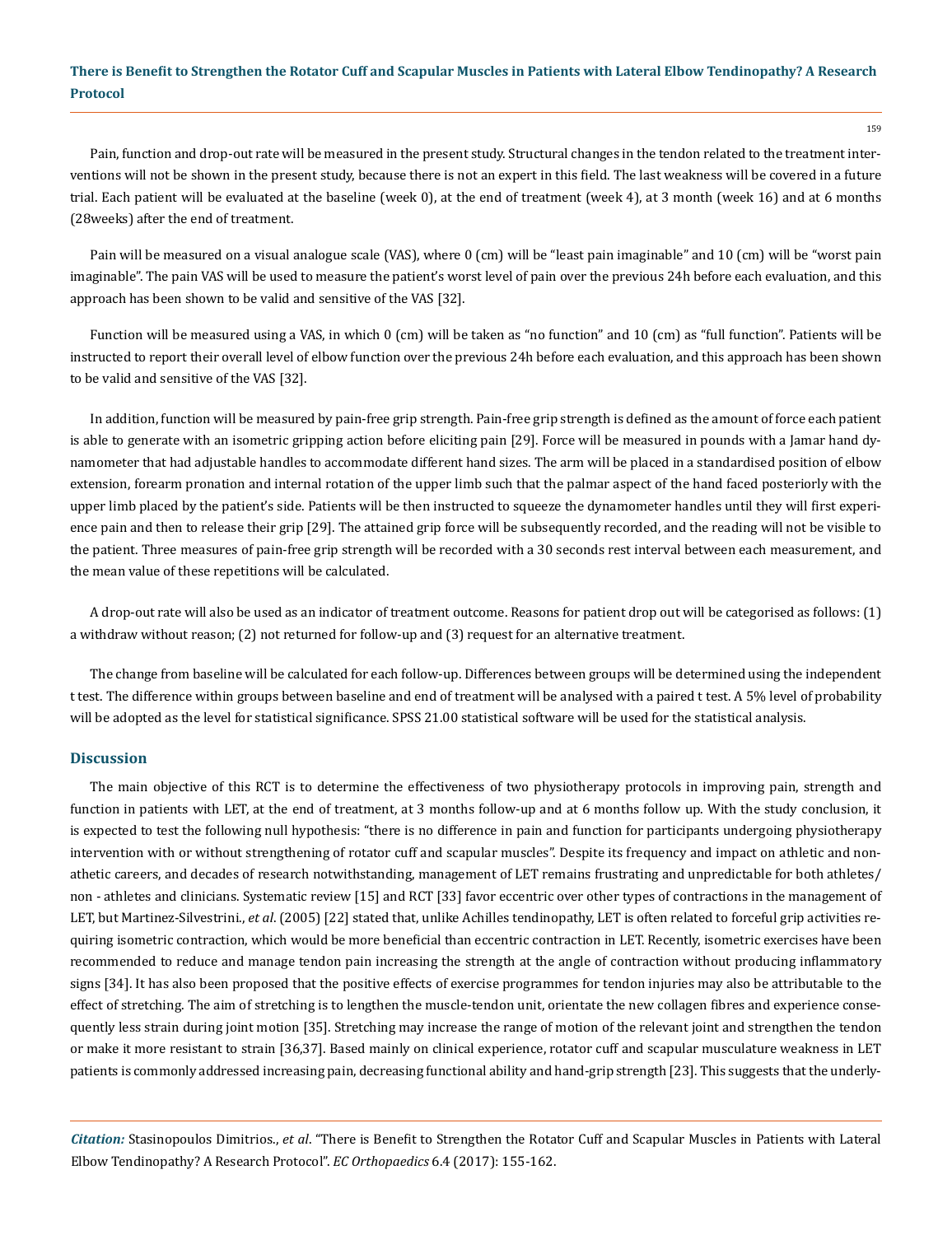Pain, function and drop-out rate will be measured in the present study. Structural changes in the tendon related to the treatment interventions will not be shown in the present study, because there is not an expert in this field. The last weakness will be covered in a future trial. Each patient will be evaluated at the baseline (week 0), at the end of treatment (week 4), at 3 month (week 16) and at 6 months (28weeks) after the end of treatment.

Pain will be measured on a visual analogue scale (VAS), where 0 (cm) will be "least pain imaginable" and 10 (cm) will be "worst pain imaginable". The pain VAS will be used to measure the patient's worst level of pain over the previous 24h before each evaluation, and this approach has been shown to be valid and sensitive of the VAS [32].

Function will be measured using a VAS, in which 0 (cm) will be taken as "no function" and 10 (cm) as "full function". Patients will be instructed to report their overall level of elbow function over the previous 24h before each evaluation, and this approach has been shown to be valid and sensitive of the VAS [32].

In addition, function will be measured by pain-free grip strength. Pain-free grip strength is defined as the amount of force each patient is able to generate with an isometric gripping action before eliciting pain [29]. Force will be measured in pounds with a Jamar hand dynamometer that had adjustable handles to accommodate different hand sizes. The arm will be placed in a standardised position of elbow extension, forearm pronation and internal rotation of the upper limb such that the palmar aspect of the hand faced posteriorly with the upper limb placed by the patient's side. Patients will be then instructed to squeeze the dynamometer handles until they will first experience pain and then to release their grip [29]. The attained grip force will be subsequently recorded, and the reading will not be visible to the patient. Three measures of pain-free grip strength will be recorded with a 30 seconds rest interval between each measurement, and the mean value of these repetitions will be calculated.

A drop-out rate will also be used as an indicator of treatment outcome. Reasons for patient drop out will be categorised as follows: (1) a withdraw without reason; (2) not returned for follow-up and (3) request for an alternative treatment.

The change from baseline will be calculated for each follow-up. Differences between groups will be determined using the independent t test. The difference within groups between baseline and end of treatment will be analysed with a paired t test. A 5% level of probability will be adopted as the level for statistical significance. SPSS 21.00 statistical software will be used for the statistical analysis.

## Discussion

The main objective of this RCT is to determine the effectiveness of two physiotherapy protocols in improving pain, strength and function in patients with LET, at the end of treatment, at 3 months follow-up and at 6 months follow up. With the study conclusion, it is expected to test the following null hypothesis: "there is no difference in pain and function for participants undergoing physiotherapy intervention with or without strengthening of rotator cuff and scapular muscles". Despite its frequency and impact on athletic and non-athetic careers, and decades of research notwithstanding, management of LET remains frustrating and unpredictable for both athletes/ non - athletes and clinicians. Systematic review [15] and RCT [33] favor eccentric over other types of contractions in the management of LET, but Martinez-Silvestrini., *et al*. (2005) [22] stated that, unlike Achilles tendinopathy, LET is often related to forceful grip activities requiring isometric contraction, which would be more beneficial than eccentric contraction in LET. Recently, isometric exercises have been recommended to reduce and manage tendon pain increasing the strength at the angle of contraction without producing inflammatory signs [34]. It has also been proposed that the positive effects of exercise programmes for tendon injuries may also be attributable to the effect of stretching. The aim of stretching is to lengthen the muscle-tendon unit, orientate the new collagen fibres and experience consequently less strain during joint motion [35]. Stretching may increase the range of motion of the relevant joint and strengthen the tendon or make it more resistant to strain [36,37]. Based mainly on clinical experience, rotator cuff and scapular musculature weakness in LET patients is commonly addressed increasing pain, decreasing functional ability and hand-grip strength [23]. This suggests that the underly-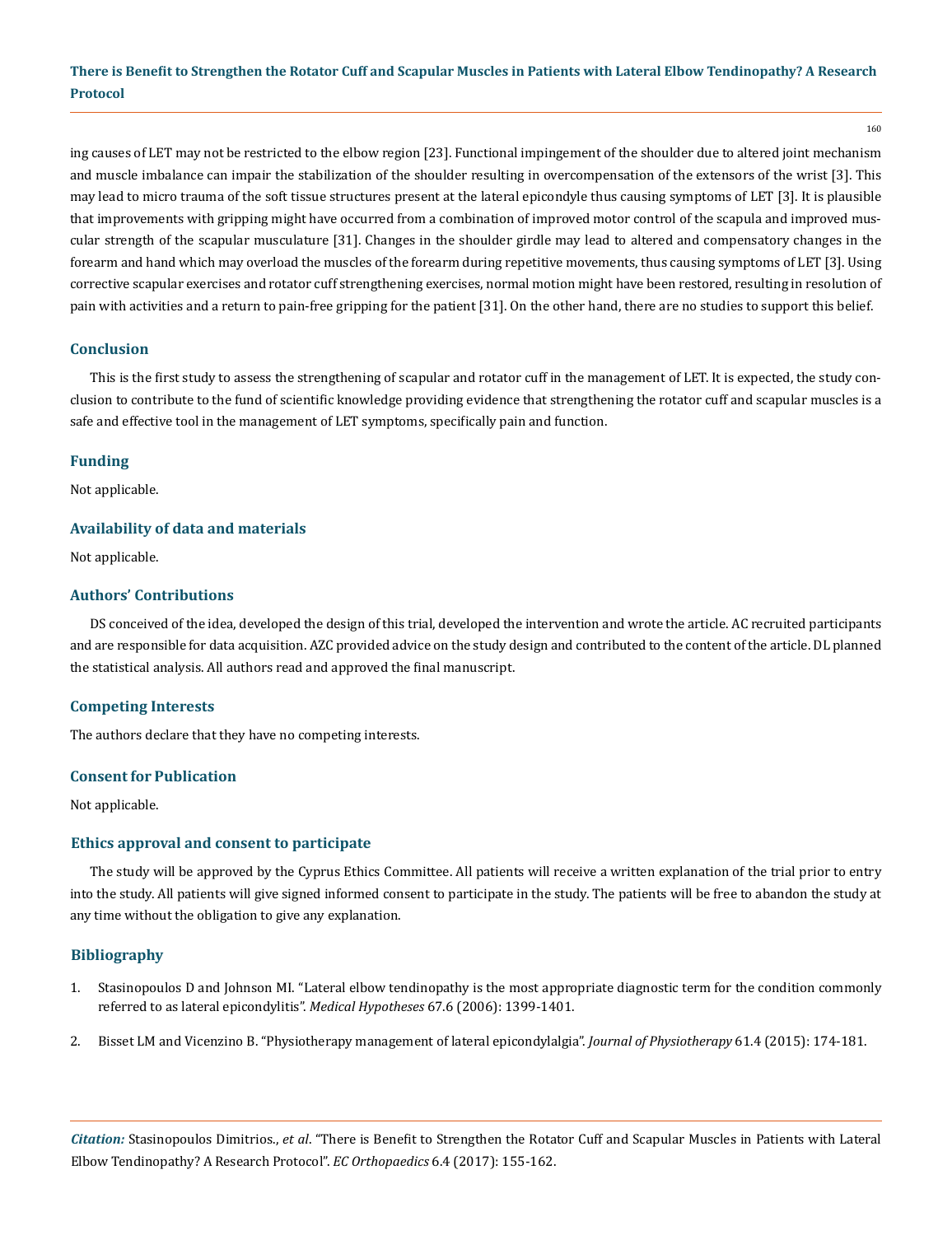ing causes of LET may not be restricted to the elbow region [23]. Functional impingement of the shoulder due to altered joint mechanism and muscle imbalance can impair the stabilization of the shoulder resulting in overcompensation of the extensors of the wrist [3]. This may lead to micro trauma of the soft tissue structures present at the lateral epicondyle thus causing symptoms of LET [3]. It is plausible that improvements with gripping might have occurred from a combination of improved motor control of the scapula and improved muscular strength of the scapular musculature [31]. Changes in the shoulder girdle may lead to altered and compensatory changes in the forearm and hand which may overload the muscles of the forearm during repetitive movements, thus causing symptoms of LET [3]. Using corrective scapular exercises and rotator cuff strengthening exercises, normal motion might have been restored, resulting in resolution of pain with activities and a return to pain-free gripping for the patient [31]. On the other hand, there are no studies to support this belief.

## Conclusion

This is the first study to assess the strengthening of scapular and rotator cuff in the management of LET. It is expected, the study conclusion to contribute to the fund of scientific knowledge providing evidence that strengthening the rotator cuff and scapular muscles is a safe and effective tool in the management of LET symptoms, specifically pain and function.

## Funding

Not applicable.

## Availability of data and materials

Not applicable.

## Authors' Contributions

DS conceived of the idea, developed the design of this trial, developed the intervention and wrote the article. AC recruited participants and are responsible for data acquisition. AZC provided advice on the study design and contributed to the content of the article. DL planned the statistical analysis. All authors read and approved the final manuscript.

## Competing Interests

The authors declare that they have no competing interests.

## Consent for Publication

Not applicable.

## Ethics approval and consent to participate

The study will be approved by the Cyprus Ethics Committee. All patients will receive a written explanation of the trial prior to entry into the study. All patients will give signed informed consent to participate in the study. The patients will be free to abandon the study at any time without the obligation to give any explanation.

## Bibliography

1. Stasinopoulos D and Johnson MI. "Lateral elbow tendinopathy is the most appropriate diagnostic term for the condition commonly referred to as lateral epicondylitis". *Medical Hypotheses* 67.6 (2006): 1399-1401.

2. Bisset LM and Vicenzino B. "Physiotherapy management of lateral epicondylalgia". *Journal of Physiotherapy* 61.4 (2015): 174-181.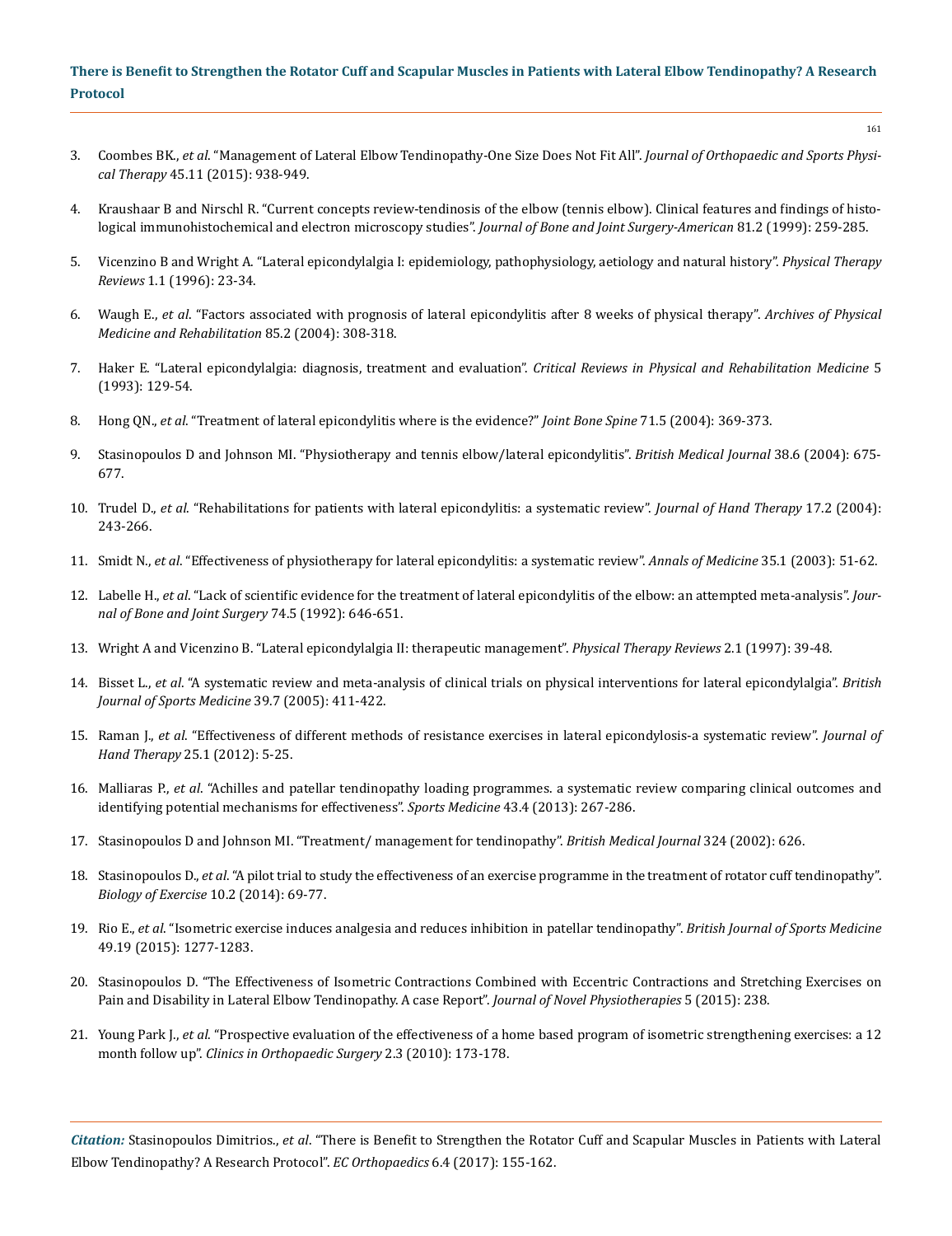3. Coombes BK., *et al*. "Management of Lateral Elbow Tendinopathy-One Size Does Not Fit All". *Journal of Orthopaedic and Sports Physical Therapy* 45.11 (2015): 938-949.
4. Kraushaar B and Nirschl R. "Current concepts review-tendinosis of the elbow (tennis elbow). Clinical features and findings of histological immunohistochemical and electron microscopy studies". *Journal of Bone and Joint Surgery-American* 81.2 (1999): 259-285.
5. Vicenzino B and Wright A. "Lateral epicondylalgia I: epidemiology, pathophysiology, aetiology and natural history". *Physical Therapy Reviews* 1.1 (1996): 23-34.
6. Waugh E., *et al*. "Factors associated with prognosis of lateral epicondylitis after 8 weeks of physical therapy". *Archives of Physical Medicine and Rehabilitation* 85.2 (2004): 308-318.
7. Haker E. "Lateral epicondylalgia: diagnosis, treatment and evaluation". *Critical Reviews in Physical and Rehabilitation Medicine* 5 (1993): 129-54.
8. Hong QN., *et al*. "Treatment of lateral epicondylitis where is the evidence?" *Joint Bone Spine* 71.5 (2004): 369-373.
9. Stasinopoulos D and Johnson MI. "Physiotherapy and tennis elbow/lateral epicondylitis". *British Medical Journal* 38.6 (2004): 675-677.
10. Trudel D., *et al*. "Rehabilitations for patients with lateral epicondylitis: a systematic review". *Journal of Hand Therapy* 17.2 (2004): 243-266.
11. Smidt N., *et al*. "Effectiveness of physiotherapy for lateral epicondylitis: a systematic review". *Annals of Medicine* 35.1 (2003): 51-62.
12. Labelle H., *et al*. "Lack of scientific evidence for the treatment of lateral epicondylitis of the elbow: an attempted meta-analysis". *Journal of Bone and Joint Surgery* 74.5 (1992): 646-651.
13. Wright A and Vicenzino B. "Lateral epicondylalgia II: therapeutic management". *Physical Therapy Reviews* 2.1 (1997): 39-48.
14. Bisset L., *et al*. "A systematic review and meta-analysis of clinical trials on physical interventions for lateral epicondylalgia". *British Journal of Sports Medicine* 39.7 (2005): 411-422.
15. Raman J., *et al*. "Effectiveness of different methods of resistance exercises in lateral epicondylosis-a systematic review". *Journal of Hand Therapy* 25.1 (2012): 5-25.
16. Malliaras P., *et al*. "Achilles and patellar tendinopathy loading programmes. a systematic review comparing clinical outcomes and identifying potential mechanisms for effectiveness". *Sports Medicine* 43.4 (2013): 267-286.
17. Stasinopoulos D and Johnson MI. "Treatment/ management for tendinopathy". *British Medical Journal* 324 (2002): 626.
18. Stasinopoulos D., *et al*. "A pilot trial to study the effectiveness of an exercise programme in the treatment of rotator cuff tendinopathy". *Biology of Exercise* 10.2 (2014): 69-77.
19. Rio E., *et al*. "Isometric exercise induces analgesia and reduces inhibition in patellar tendinopathy". *British Journal of Sports Medicine* 49.19 (2015): 1277-1283.
20. Stasinopoulos D. "The Effectiveness of Isometric Contractions Combined with Eccentric Contractions and Stretching Exercises on Pain and Disability in Lateral Elbow Tendinopathy. A case Report". *Journal of Novel Physiotherapies* 5 (2015): 238.
21. Young Park J., *et al*. "Prospective evaluation of the effectiveness of a home based program of isometric strengthening exercises: a 12 month follow up". *Clinics in Orthopaedic Surgery* 2.3 (2010): 173-178.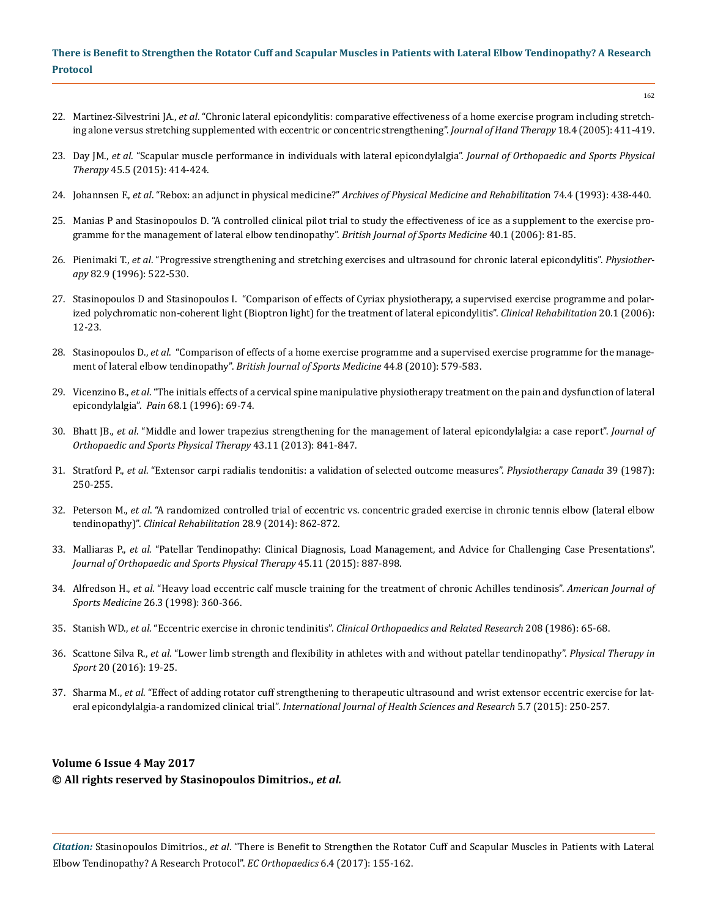22. Martinez-Silvestrini JA., *et al*. "Chronic lateral epicondylitis: comparative effectiveness of a home exercise program including stretching alone versus stretching supplemented with eccentric or concentric strengthening". *Journal of Hand Therapy* 18.4 (2005): 411-419.

23. Day JM., *et al*. "Scapular muscle performance in individuals with lateral epicondylalgia". *Journal of Orthopaedic and Sports Physical Therapy* 45.5 (2015): 414-424.

24. Johannsen F., *et al*. "Rebox: an adjunct in physical medicine?" *Archives of Physical Medicine and Rehabilitation* 74.4 (1993): 438-440.

25. Manias P and Stasinopoulos D. "A controlled clinical pilot trial to study the effectiveness of ice as a supplement to the exercise programme for the management of lateral elbow tendinopathy". *British Journal of Sports Medicine* 40.1 (2006): 81-85.

26. Pienimaki T., *et al*. "Progressive strengthening and stretching exercises and ultrasound for chronic lateral epicondylitis". *Physiotherapy* 82.9 (1996): 522-530.

27. Stasinopoulos D and Stasinopoulos I. "Comparison of effects of Cyriax physiotherapy, a supervised exercise programme and polarized polychromatic non-coherent light (Bioptron light) for the treatment of lateral epicondylitis". *Clinical Rehabilitation* 20.1 (2006): 12-23.

28. Stasinopoulos D., *et al*. "Comparison of effects of a home exercise programme and a supervised exercise programme for the management of lateral elbow tendinopathy". *British Journal of Sports Medicine* 44.8 (2010): 579-583.

29. Vicenzino B., *et al*. "The initials effects of a cervical spine manipulative physiotherapy treatment on the pain and dysfunction of lateral epicondylalgia". *Pain* 68.1 (1996): 69-74.

30. Bhatt JB., *et al*. "Middle and lower trapezius strengthening for the management of lateral epicondylalgia: a case report". *Journal of Orthopaedic and Sports Physical Therapy* 43.11 (2013): 841-847.

31. Stratford P., *et al*. "Extensor carpi radialis tendonitis: a validation of selected outcome measures". *Physiotherapy Canada* 39 (1987): 250-255.

32. Peterson M., *et al*. "A randomized controlled trial of eccentric vs. concentric graded exercise in chronic tennis elbow (lateral elbow tendinopathy)". *Clinical Rehabilitation* 28.9 (2014): 862-872.

33. Malliaras P., *et al*. "Patellar Tendinopathy: Clinical Diagnosis, Load Management, and Advice for Challenging Case Presentations". *Journal of Orthopaedic and Sports Physical Therapy* 45.11 (2015): 887-898.

34. Alfredson H., *et al*. "Heavy load eccentric calf muscle training for the treatment of chronic Achilles tendinosis". *American Journal of Sports Medicine* 26.3 (1998): 360-366.

35. Stanish WD., *et al*. "Eccentric exercise in chronic tendinitis". *Clinical Orthopaedics and Related Research* 208 (1986): 65-68.

36. Scattone Silva R., *et al*. "Lower limb strength and flexibility in athletes with and without patellar tendinopathy". *Physical Therapy in Sport* 20 (2016): 19-25.

37. Sharma M., *et al*. "Effect of adding rotator cuff strengthening to therapeutic ultrasound and wrist extensor eccentric exercise for lateral epicondylalgia-a randomized clinical trial". *International Journal of Health Sciences and Research* 5.7 (2015): 250-257.

**Volume 6 Issue 4 May 2017**
**© All rights reserved by Stasinopoulos Dimitrios., *et al.***